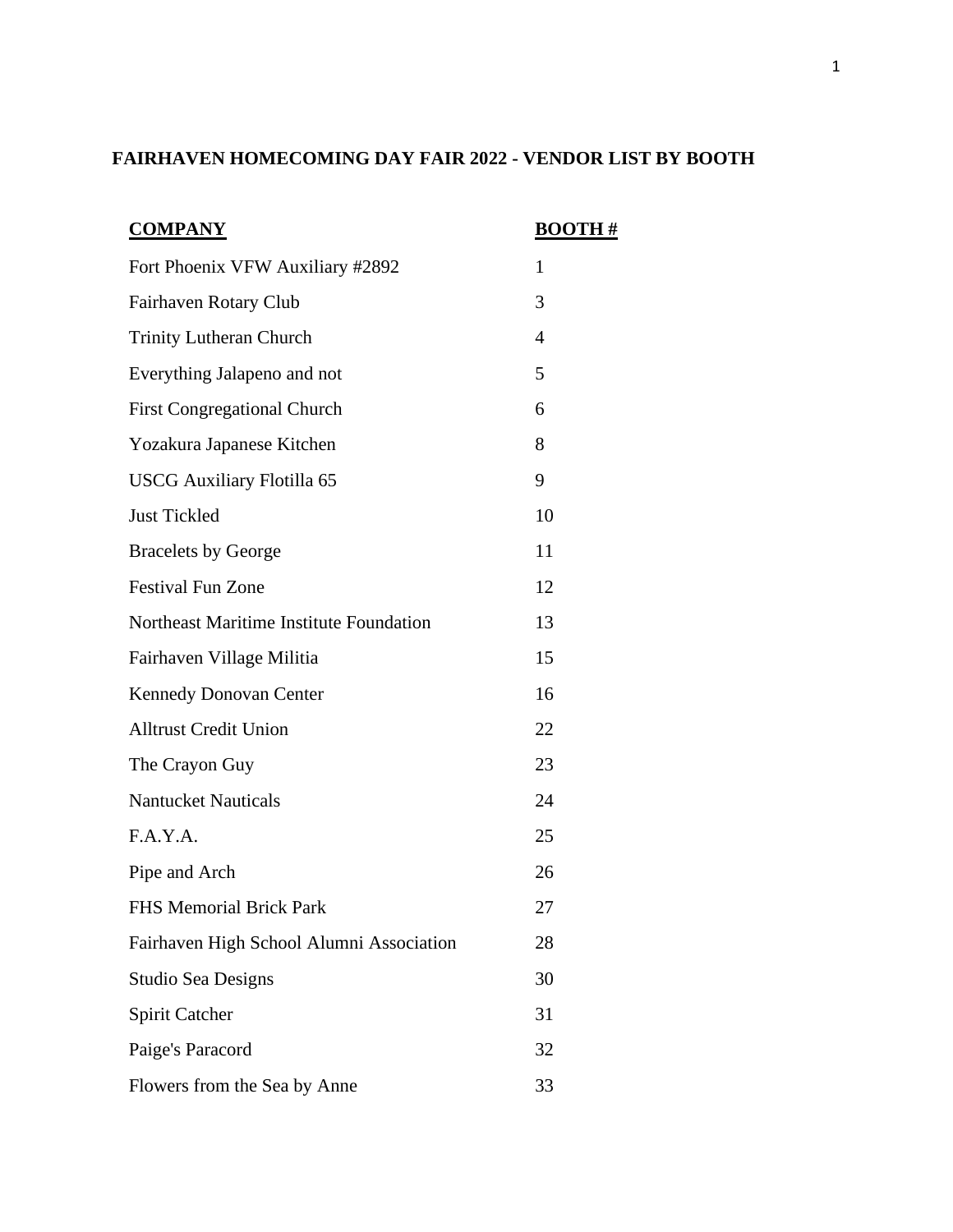# FAIRHAVEN HOMECOMING DAY FAIR 2022 - VENDOR LIST BY BOOTH

| COMPANY | BOOTH # |
|---|---|
| Fort Phoenix VFW Auxiliary #2892 | 1 |
| Fairhaven Rotary Club | 3 |
| Trinity Lutheran Church | 4 |
| Everything Jalapeno and not | 5 |
| First Congregational Church | 6 |
| Yozakura Japanese Kitchen | 8 |
| USCG Auxiliary Flotilla 65 | 9 |
| Just Tickled | 10 |
| Bracelets by George | 11 |
| Festival Fun Zone | 12 |
| Northeast Maritime Institute Foundation | 13 |
| Fairhaven Village Militia | 15 |
| Kennedy Donovan Center | 16 |
| Alltrust Credit Union | 22 |
| The Crayon Guy | 23 |
| Nantucket Nauticals | 24 |
| F.A.Y.A. | 25 |
| Pipe and Arch | 26 |
| FHS Memorial Brick Park | 27 |
| Fairhaven High School Alumni Association | 28 |
| Studio Sea Designs | 30 |
| Spirit Catcher | 31 |
| Paige's Paracord | 32 |
| Flowers from the Sea by Anne | 33 |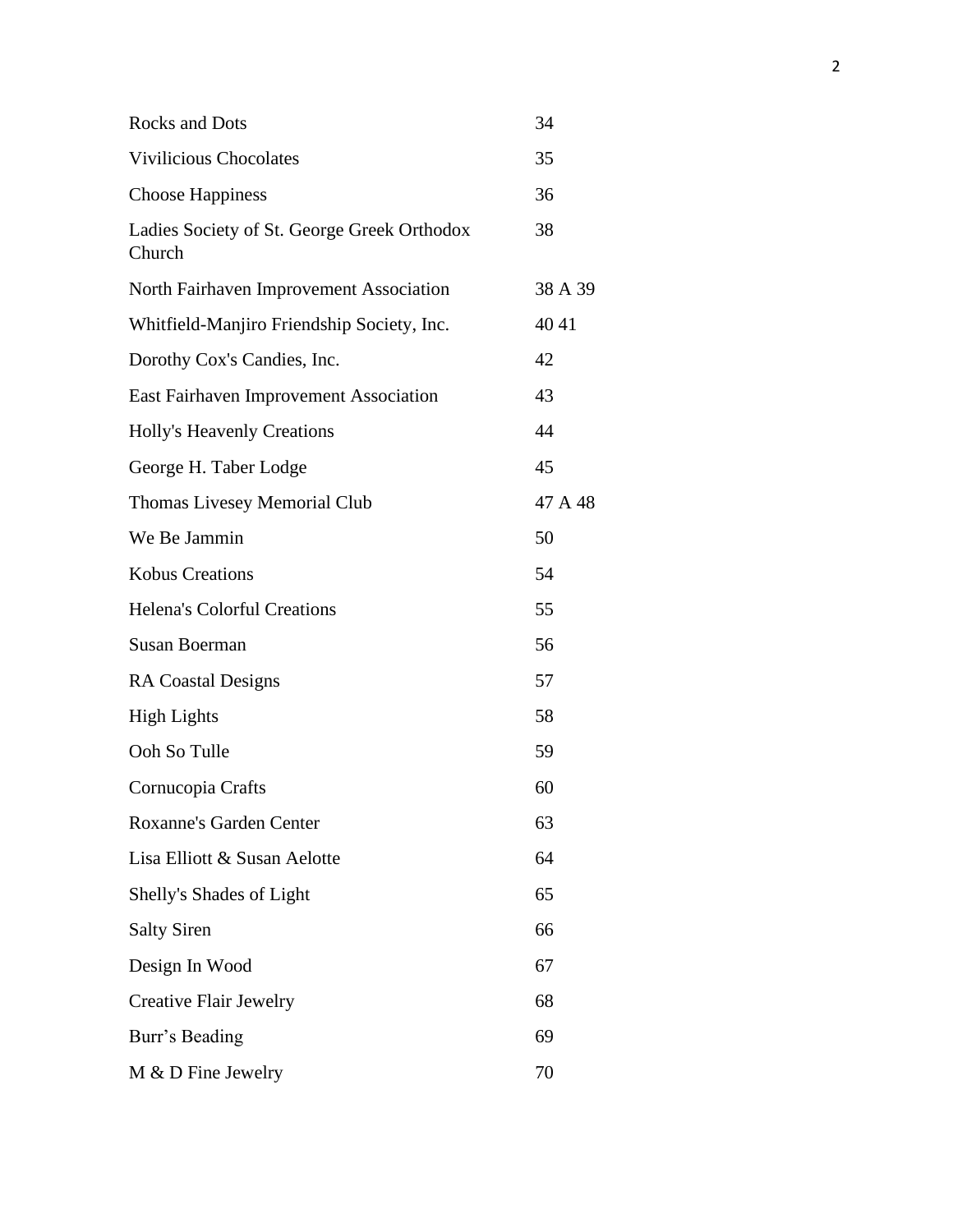| | |
|---|---|
| Rocks and Dots | 34 |
| Vivilicious Chocolates | 35 |
| Choose Happiness | 36 |
| Ladies Society of St. George Greek Orthodox Church | 38 |
| North Fairhaven Improvement Association | 38 A 39 |
| Whitfield-Manjiro Friendship Society, Inc. | 40 41 |
| Dorothy Cox's Candies, Inc. | 42 |
| East Fairhaven Improvement Association | 43 |
| Holly's Heavenly Creations | 44 |
| George H. Taber Lodge | 45 |
| Thomas Livesey Memorial Club | 47 A 48 |
| We Be Jammin | 50 |
| Kobus Creations | 54 |
| Helena's Colorful Creations | 55 |
| Susan Boerman | 56 |
| RA Coastal Designs | 57 |
| High Lights | 58 |
| Ooh So Tulle | 59 |
| Cornucopia Crafts | 60 |
| Roxanne's Garden Center | 63 |
| Lisa Elliott & Susan Aelotte | 64 |
| Shelly's Shades of Light | 65 |
| Salty Siren | 66 |
| Design In Wood | 67 |
| Creative Flair Jewelry | 68 |
| Burr’s Beading | 69 |
| M & D Fine Jewelry | 70 |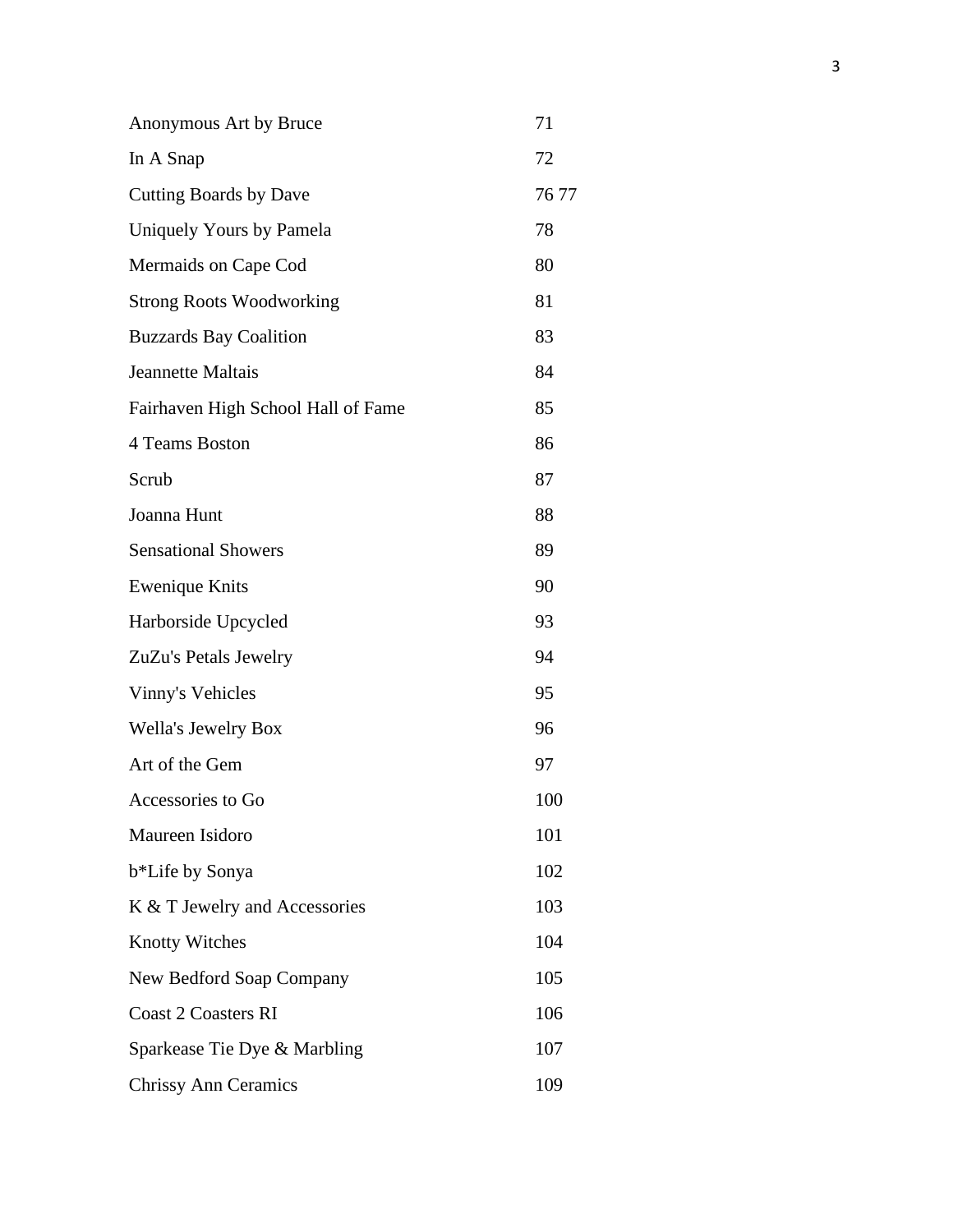| | |
|---|---|
| Anonymous Art by Bruce | 71 |
| In A Snap | 72 |
| Cutting Boards by Dave | 76 77 |
| Uniquely Yours by Pamela | 78 |
| Mermaids on Cape Cod | 80 |
| Strong Roots Woodworking | 81 |
| Buzzards Bay Coalition | 83 |
| Jeannette Maltais | 84 |
| Fairhaven High School Hall of Fame | 85 |
| 4 Teams Boston | 86 |
| Scrub | 87 |
| Joanna Hunt | 88 |
| Sensational Showers | 89 |
| Ewenique Knits | 90 |
| Harborside Upcycled | 93 |
| ZuZu's Petals Jewelry | 94 |
| Vinny's Vehicles | 95 |
| Wella's Jewelry Box | 96 |
| Art of the Gem | 97 |
| Accessories to Go | 100 |
| Maureen Isidoro | 101 |
| b*Life by Sonya | 102 |
| K & T Jewelry and Accessories | 103 |
| Knotty Witches | 104 |
| New Bedford Soap Company | 105 |
| Coast 2 Coasters RI | 106 |
| Sparkease Tie Dye & Marbling | 107 |
| Chrissy Ann Ceramics | 109 |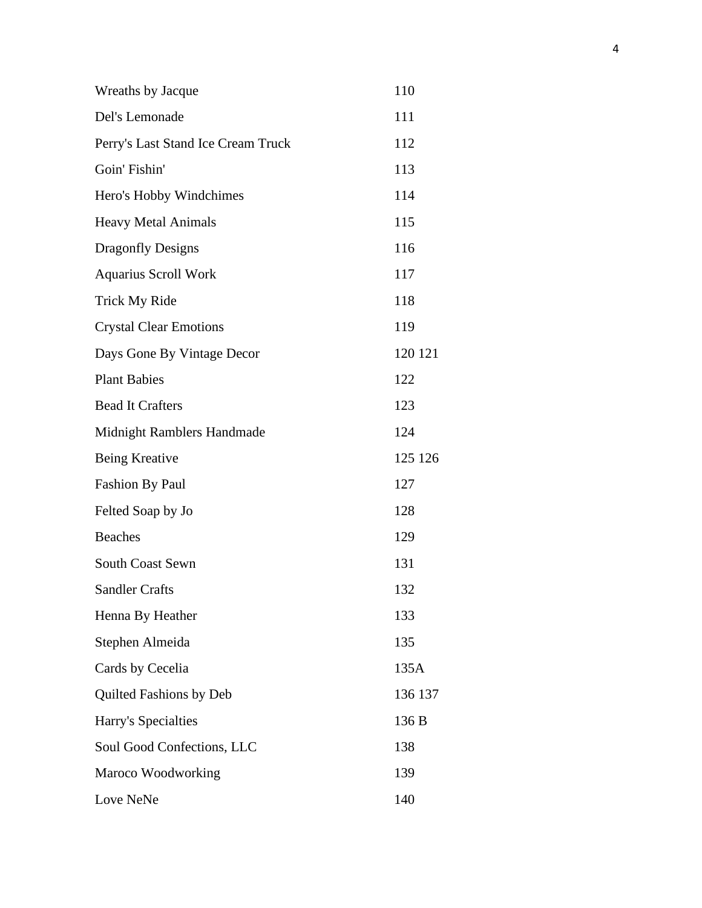| | |
|---|---|
| Wreaths by Jacque | 110 |
| Del's Lemonade | 111 |
| Perry's Last Stand Ice Cream Truck | 112 |
| Goin' Fishin' | 113 |
| Hero's Hobby Windchimes | 114 |
| Heavy Metal Animals | 115 |
| Dragonfly Designs | 116 |
| Aquarius Scroll Work | 117 |
| Trick My Ride | 118 |
| Crystal Clear Emotions | 119 |
| Days Gone By Vintage Decor | 120 121 |
| Plant Babies | 122 |
| Bead It Crafters | 123 |
| Midnight Ramblers Handmade | 124 |
| Being Kreative | 125 126 |
| Fashion By Paul | 127 |
| Felted Soap by Jo | 128 |
| Beaches | 129 |
| South Coast Sewn | 131 |
| Sandler Crafts | 132 |
| Henna By Heather | 133 |
| Stephen Almeida | 135 |
| Cards by Cecelia | 135A |
| Quilted Fashions by Deb | 136 137 |
| Harry's Specialties | 136 B |
| Soul Good Confections, LLC | 138 |
| Maroco Woodworking | 139 |
| Love NeNe | 140 |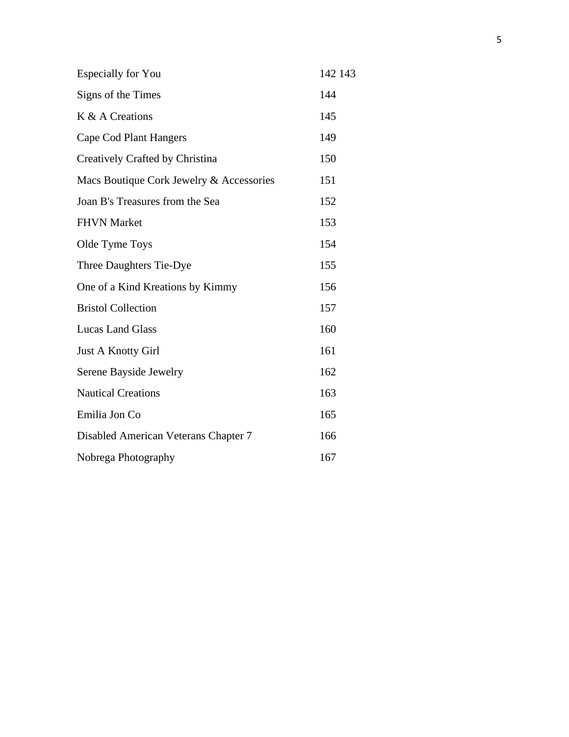| | |
|---|---|
| Especially for You | 142 143 |
| Signs of the Times | 144 |
| K & A Creations | 145 |
| Cape Cod Plant Hangers | 149 |
| Creatively Crafted by Christina | 150 |
| Macs Boutique Cork Jewelry & Accessories | 151 |
| Joan B's Treasures from the Sea | 152 |
| FHVN Market | 153 |
| Olde Tyme Toys | 154 |
| Three Daughters Tie-Dye | 155 |
| One of a Kind Kreations by Kimmy | 156 |
| Bristol Collection | 157 |
| Lucas Land Glass | 160 |
| Just A Knotty Girl | 161 |
| Serene Bayside Jewelry | 162 |
| Nautical Creations | 163 |
| Emilia Jon Co | 165 |
| Disabled American Veterans Chapter 7 | 166 |
| Nobrega Photography | 167 |